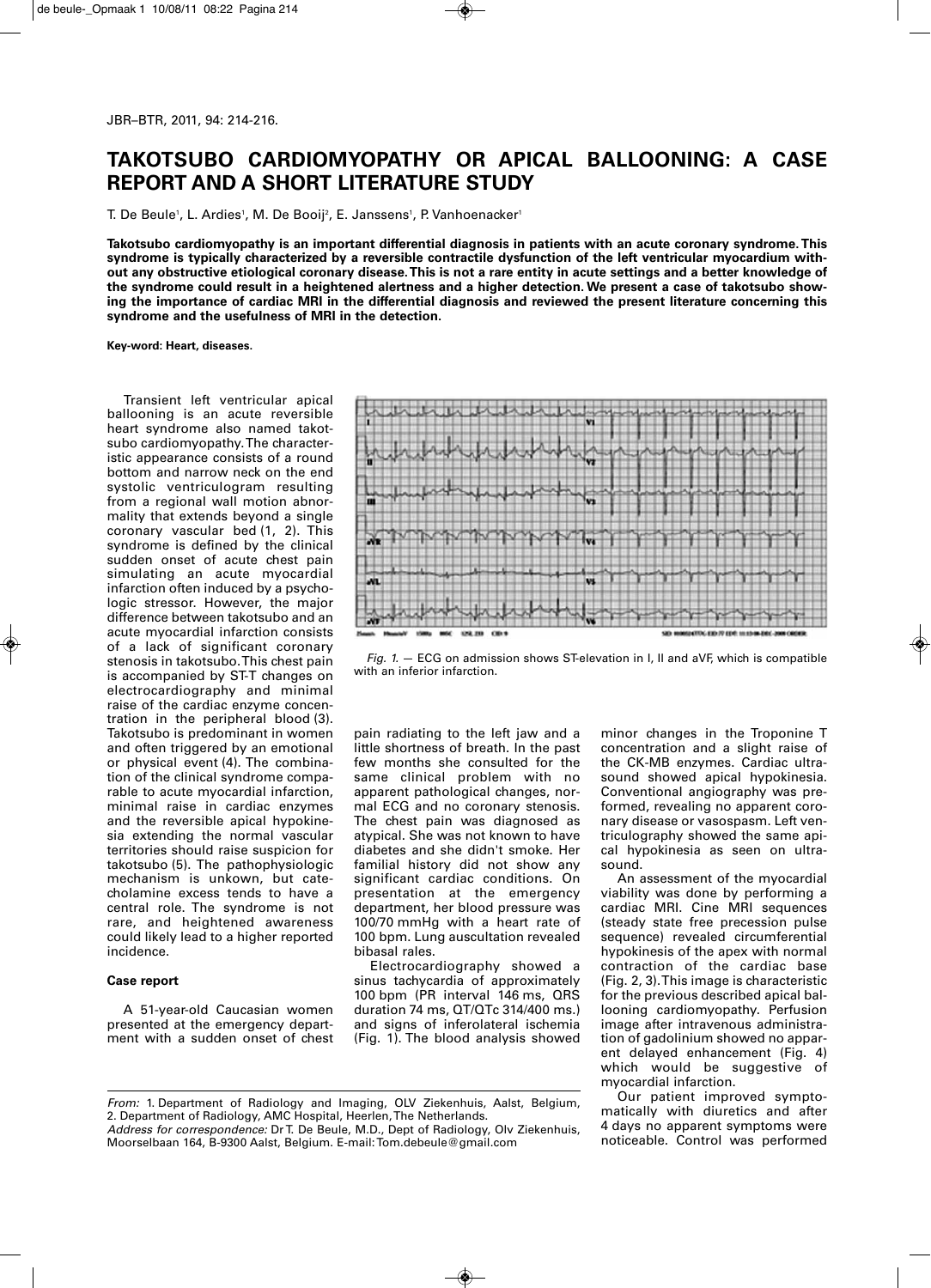# TAKOTSUBO CARDIOMYOPATHY OR APICAL BALLOONING: A CASE REPORT AND A SHORT LITERATURE STUDY

T. De Beule[1], L. Ardies[1], M. De Booij[2], E. Janssens[1], P. Vanhoenacker[1]

**Takotsubo cardiomyopathy is an important differential diagnosis in patients with an acute coronary syndrome. This syndrome is typically characterized by a reversible contractile dysfunction of the left ventricular myocardium without any obstructive etiological coronary disease. This is not a rare entity in acute settings and a better knowledge of the syndrome could result in a heightened alertness and a higher detection. We present a case of takotsubo showing the importance of cardiac MRI in the differential diagnosis and reviewed the present literature concerning this syndrome and the usefulness of MRI in the detection.**

**Key-word: Heart, diseases.**

Transient left ventricular apical ballooning is an acute reversible heart syndrome also named takotsubo cardiomyopathy. The characteristic appearance consists of a round bottom and narrow neck on the end systolic ventriculogram resulting from a regional wall motion abnormality that extends beyond a single coronary vascular bed (1, 2). This syndrome is defined by the clinical sudden onset of acute chest pain simulating an acute myocardial infarction often induced by a psychologic stressor. However, the major difference between takotsubo and an acute myocardial infarction consists of a lack of significant coronary stenosis in takotsubo. This chest pain is accompanied by ST-T changes on electrocardiography and minimal raise of the cardiac enzyme concentration in the peripheral blood (3). Takotsubo is predominant in women and often triggered by an emotional or physical event (4). The combination of the clinical syndrome comparable to acute myocardial infarction, minimal raise in cardiac enzymes and the reversible apical hypokinesia extending the normal vascular territories should raise suspicion for takotsubo (5). The pathophysiologic mechanism is unkown, but catecholamine excess tends to have a central role. The syndrome is not rare, and heightened awareness could likely lead to a higher reported incidence.

## Case report

A 51-year-old Caucasian women presented at the emergency department with a sudden onset of chest pain radiating to the left jaw and a little shortness of breath. In the past few months she consulted for the same clinical problem with no apparent pathological changes, normal ECG and no coronary stenosis. The chest pain was diagnosed as atypical. She was not known to have diabetes and she didn't smoke. Her familial history did not show any significant cardiac conditions. On presentation at the emergency department, her blood pressure was 100/70 mmHg with a heart rate of 100 bpm. Lung auscultation revealed bibasal rales.

Electrocardiography showed a sinus tachycardia of approximately 100 bpm (PR interval 146 ms, QRS duration 74 ms, QT/QTc 314/400 ms.) and signs of inferolateral ischemia (Fig. 1). The blood analysis showed minor changes in the Troponine T concentration and a slight raise of the CK-MB enzymes. Cardiac ultrasound showed apical hypokinesia. Conventional angiography was preformed, revealing no apparent coronary disease or vasospasm. Left ventriculography showed the same apical hypokinesia as seen on ultrasound.

*Fig. 1.* — ECG on admission shows ST-elevation in I, II and aVF, which is compatible with an inferior infarction.

An assessment of the myocardial viability was done by performing a cardiac MRI. Cine MRI sequences (steady state free precession pulse sequence) revealed circumferential hypokinesis of the apex with normal contraction of the cardiac base (Fig. 2, 3). This image is characteristic for the previous described apical ballooning cardiomyopathy. Perfusion image after intravenous administration of gadolinium showed no apparent delayed enhancement (Fig. 4) which would be suggestive of myocardial infarction.

Our patient improved symptomatically with diuretics and after 4 days no apparent symptoms were noticeable. Control was performed

---

*From:* 1. Department of Radiology and Imaging, OLV Ziekenhuis, Aalst, Belgium, 2. Department of Radiology, AMC Hospital, Heerlen, The Netherlands.
*Address for correspondence:* Dr T. De Beule, M.D., Dept of Radiology, Olv Ziekenhuis, Moorselbaan 164, B-9300 Aalst, Belgium. E-mail: Tom.debeule@gmail.com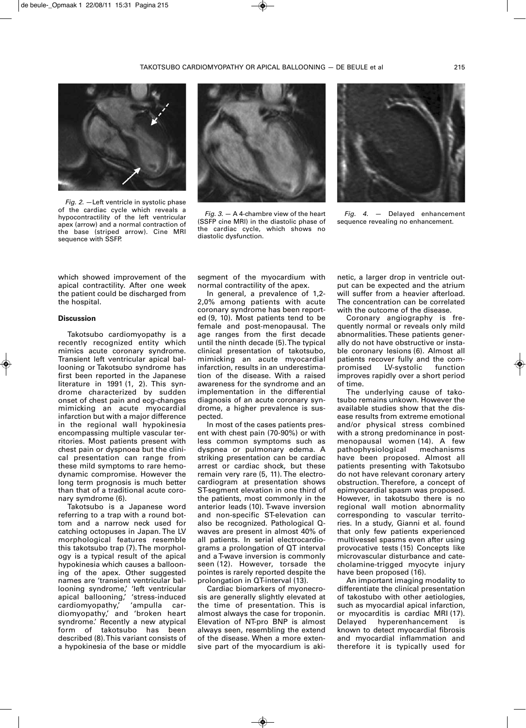*Fig. 2.* — Left ventricle in systolic phase of the cardiac cycle which reveals a hypocontractility of the left ventricular apex (arrow) and a normal contraction of the base (striped arrow). Cine MRI sequence with SSFP.

*Fig. 3.* — A 4-chambre view of the heart (SSFP cine MRI) in the diastolic phase of the cardiac cycle, which shows no diastolic dysfunction.

*Fig. 4.* — Delayed enhancement sequence revealing no enhancement.

which showed improvement of the apical contractility. After one week the patient could be discharged from the hospital.

## Discussion

Takotsubo cardiomyopathy is a recently recognized entity which mimics acute coronary syndrome. Transient left ventricular apical ballooning or Takotsubo syndrome has first been reported in the Japanese literature in 1991 (1, 2). This syndrome characterized by sudden onset of chest pain and ecg-changes mimicking an acute myocardial infarction but with a major difference in the regional wall hypokinesia encompassing multiple vascular territories. Most patients present with chest pain or dyspnoea but the clinical presentation can range from these mild symptoms to rare hemodynamic compromise. However the long term prognosis is much better than that of a traditional acute coronary symdrome (6).

Takotsubo is a Japanese word referring to a trap with a round bottom and a narrow neck used for catching octopuses in Japan. The LV morphological features resemble this takotsubo trap (7). The morphology is a typical result of the apical hypokinesia which causes a ballooning of the apex. Other suggested names are 'transient ventricular ballooning syndrome,' 'left ventricular apical ballooning,' 'stress-induced cardiomyopathy,' 'ampulla cardiomyopathy,' and 'broken heart syndrome.' Recently a new atypical form of takotsubo has been described (8). This variant consists of a hypokinesia of the base or middle segment of the myocardium with normal contractility of the apex.

In general, a prevalence of 1,2-2,0% among patients with acute coronary syndrome has been reported (9, 10). Most patients tend to be female and post-menopausal. The age ranges from the first decade until the ninth decade (5). The typical clinical presentation of takotsubo, mimicking an acute myocardial infarction, results in an underestimation of the disease. With a raised awareness for the syndrome and an implementation in the differential diagnosis of an acute coronary syndrome, a higher prevalence is suspected.

In most of the cases patients present with chest pain (70-90%) or with less common symptoms such as dyspnea or pulmonary edema. A striking presentation can be cardiac arrest or cardiac shock, but these remain very rare (5, 11). The electrocardiogram at presentation shows ST-segment elevation in one third of the patients, most commonly in the anterior leads (10). T-wave inversion and non-specific ST-elevation can also be recognized. Pathological Q-waves are present in almost 40% of all patients. In serial electrocardiograms a prolongation of QT interval and a T-wave inversion is commonly seen (12). However, torsade the pointes is rarely reported despite the prolongation in QT-interval (13).

Cardiac biomarkers of myonecrosis are generally slightly elevated at the time of presentation. This is almost always the case for troponin. Elevation of NT-pro BNP is almost always seen, resembling the extend of the disease. When a more extensive part of the myocardium is akinetic, a larger drop in ventricle output can be expected and the atrium will suffer from a heavier afterload. The concentration can be correlated with the outcome of the disease.

Coronary angiography is frequently normal or reveals only mild abnormalities. These patients generally do not have obstructive or instable coronary lesions (6). Almost all patients recover fully and the compromised LV-systolic function improves rapidly over a short period of time.

The underlying cause of takotsubo remains unkown. However the available studies show that the disease results from extreme emotional and/or physical stress combined with a strong predominance in postmenopausal women (14). A few pathophysiological mechanisms have been proposed. Almost all patients presenting with Takotsubo do not have relevant coronary artery obstruction. Therefore, a concept of epimyocardial spasm was proposed. However, in takotsubo there is no regional wall motion abnormality corresponding to vascular territories. In a study, Gianni et al. found that only few patients experienced multivessel spasms even after using provocative tests (15) Concepts like microvascular disturbance and catecholamine-trigged myocyte injury have been proposed (16).

An important imaging modality to differentiate the clinical presentation of takostubo with other aetiologies, such as myocardial apical infarction, or myocarditis is cardiac MRI (17). Delayed hyperenhancement is known to detect myocardial fibrosis and myocardial inflammation and therefore it is typically used for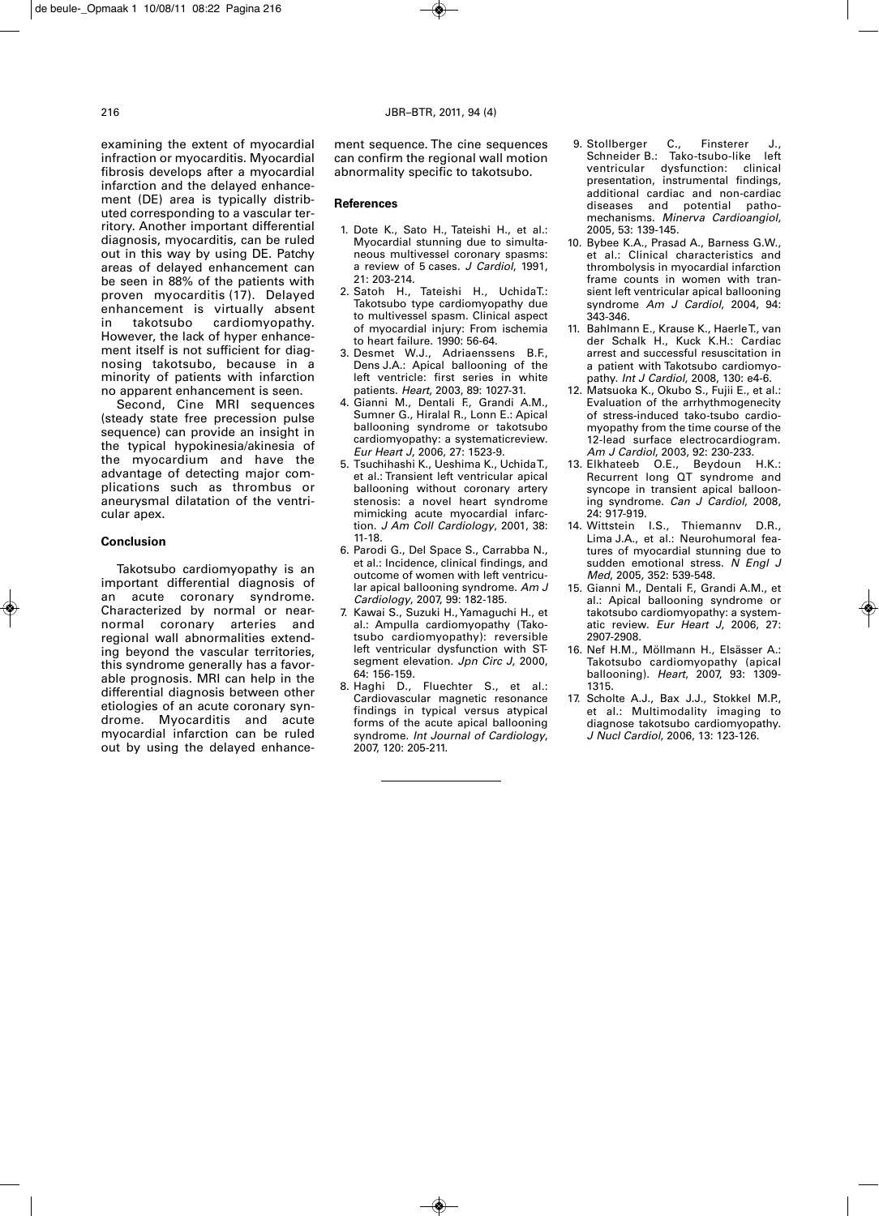examining the extent of myocardial infraction or myocarditis. Myocardial fibrosis develops after a myocardial infarction and the delayed enhancement (DE) area is typically distributed corresponding to a vascular territory. Another important differential diagnosis, myocarditis, can be ruled out in this way by using DE. Patchy areas of delayed enhancement can be seen in 88% of the patients with proven myocarditis (17). Delayed enhancement is virtually absent in takotsubo cardiomyopathy. However, the lack of hyper enhancement itself is not sufficient for diagnosing takotsubo, because in a minority of patients with infarction no apparent enhancement is seen.

Second, Cine MRI sequences (steady state free precession pulse sequence) can provide an insight in the typical hypokinesia/akinesia of the myocardium and have the advantage of detecting major complications such as thrombus or aneurysmal dilatation of the ventricular apex.

## Conclusion

Takotsubo cardiomyopathy is an important differential diagnosis of an acute coronary syndrome. Characterized by normal or near-normal coronary arteries and regional wall abnormalities extending beyond the vascular territories, this syndrome generally has a favorable prognosis. MRI can help in the differential diagnosis between other etiologies of an acute coronary syndrome. Myocarditis and acute myocardial infarction can be ruled out by using the delayed enhancement sequence. The cine sequences can confirm the regional wall motion abnormality specific to takotsubo.

## References

1. Dote K., Sato H., Tateishi H., et al.: Myocardial stunning due to simultaneous multivessel coronary spasms: a review of 5 cases. *J Cardiol*, 1991, 21: 203-214.
2. Satoh H., Tateishi H., UchidaT.: Takotsubo type cardiomyopathy due to multivessel spasm. Clinical aspect of myocardial injury: From ischemia to heart failure. 1990: 56-64.
3. Desmet W.J., Adriaenssens B.F., Dens J.A.: Apical ballooning of the left ventricle: first series in white patients. *Heart*, 2003, 89: 1027-31.
4. Gianni M., Dentali F., Grandi A.M., Sumner G., Hiralal R., Lonn E.: Apical ballooning syndrome or takotsubo cardiomyopathy: a systematicreview. *Eur Heart J*, 2006, 27: 1523-9.
5. Tsuchihashi K., Ueshima K., UchidaT., et al.: Transient left ventricular apical ballooning without coronary artery stenosis: a novel heart syndrome mimicking acute myocardial infarction. *J Am Coll Cardiology*, 2001, 38: 11-18.
6. Parodi G., Del Space S., Carrabba N., et al.: Incidence, clinical findings, and outcome of women with left ventricular apical ballooning syndrome. *Am J Cardiology*, 2007, 99: 182-185.
7. Kawai S., Suzuki H., Yamaguchi H., et al.: Ampulla cardiomyopathy (Takotsubo cardiomyopathy): reversible left ventricular dysfunction with ST-segment elevation. *Jpn Circ J*, 2000, 64: 156-159.
8. Haghi D., Fluechter S., et al.: Cardiovascular magnetic resonance findings in typical versus atypical forms of the acute apical ballooning syndrome. *Int Journal of Cardiology*, 2007, 120: 205-211.
9. Stollberger C., Finsterer J., Schneider B.: Tako-tsubo-like left ventricular dysfunction: clinical presentation, instrumental findings, additional cardiac and non-cardiac diseases and potential pathomechanisms. *Minerva Cardioangiol*, 2005, 53: 139-145.
10. Bybee K.A., Prasad A., Barness G.W., et al.: Clinical characteristics and thrombolysis in myocardial infarction frame counts in women with transient left ventricular apical ballooning syndrome *Am J Cardiol*, 2004, 94: 343-346.
11. Bahlmann E., Krause K., HaerleT., van der Schalk H., Kuck K.H.: Cardiac arrest and successful resuscitation in a patient with Takotsubo cardiomyopathy. *Int J Cardiol*, 2008, 130: e4-6.
12. Matsuoka K., Okubo S., Fujii E., et al.: Evaluation of the arrhythmogenecity of stress-induced tako-tsubo cardiomyopathy from the time course of the 12-lead surface electrocardiogram. *Am J Cardiol*, 2003, 92: 230-233.
13. Elkhateeb O.E., Beydoun H.K.: Recurrent long QT syndrome and syncope in transient apical ballooning syndrome. *Can J Cardiol*, 2008, 24: 917-919.
14. Wittstein I.S., Thiemannv D.R., Lima J.A., et al.: Neurohumoral features of myocardial stunning due to sudden emotional stress. *N Engl J Med*, 2005, 352: 539-548.
15. Gianni M., Dentali F., Grandi A.M., et al.: Apical ballooning syndrome or takotsubo cardiomyopathy: a systematic review. *Eur Heart J*, 2006, 27: 2907-2908.
16. Nef H.M., Möllmann H., Elsässer A.: Takotsubo cardiomyopathy (apical ballooning). *Heart*, 2007, 93: 1309-1315.
17. Scholte A.J., Bax J.J., Stokkel M.P., et al.: Multimodality imaging to diagnose takotsubo cardiomyopathy. *J Nucl Cardiol*, 2006, 13: 123-126.